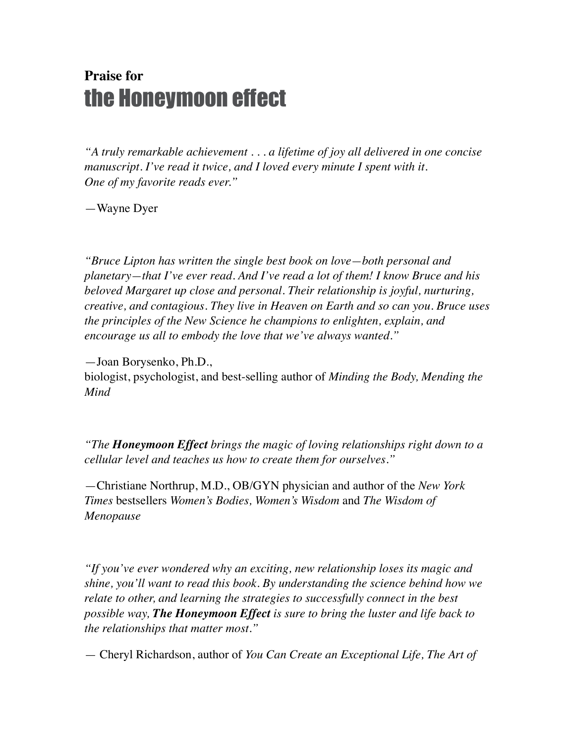**Praise for**
# the Honeymoon effect

*"A truly remarkable achievement . . . a lifetime of joy all delivered in one concise manuscript. I've read it twice, and I loved every minute I spent with it. One of my favorite reads ever."*

—Wayne Dyer

*"Bruce Lipton has written the single best book on love—both personal and planetary—that I've ever read. And I've read a lot of them! I know Bruce and his beloved Margaret up close and personal. Their relationship is joyful, nurturing, creative, and contagious. They live in Heaven on Earth and so can you. Bruce uses the principles of the New Science he champions to enlighten, explain, and encourage us all to embody the love that we've always wanted."*

—Joan Borysenko, Ph.D.,
biologist, psychologist, and best-selling author of *Minding the Body, Mending the Mind*

*"The **Honeymoon Effect** brings the magic of loving relationships right down to a cellular level and teaches us how to create them for ourselves."*

—Christiane Northrup, M.D., OB/GYN physician and author of the *New York Times* bestsellers *Women's Bodies, Women's Wisdom* and *The Wisdom of Menopause*

*"If you've ever wondered why an exciting, new relationship loses its magic and shine, you'll want to read this book. By understanding the science behind how we relate to other, and learning the strategies to successfully connect in the best possible way, **The Honeymoon Effect** is sure to bring the luster and life back to the relationships that matter most."*

— Cheryl Richardson, author of *You Can Create an Exceptional Life, The Art of*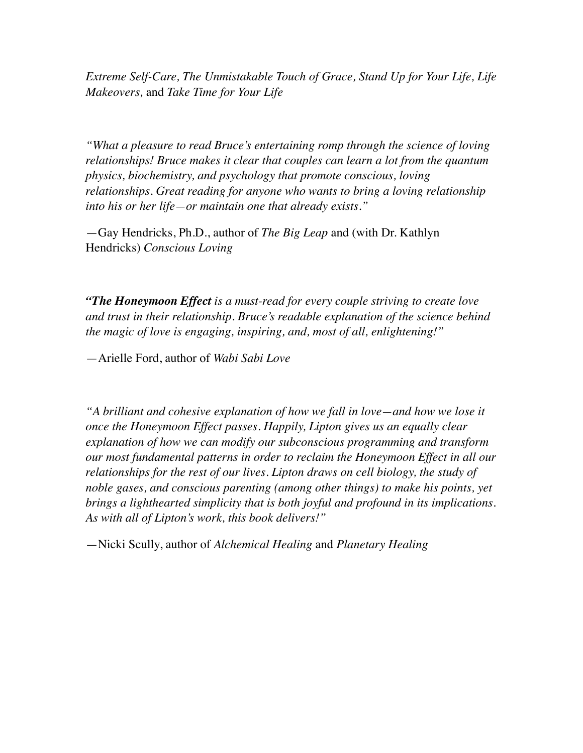*Extreme Self-Care, The Unmistakable Touch of Grace, Stand Up for Your Life, Life Makeovers,* and *Take Time for Your Life*

*"What a pleasure to read Bruce's entertaining romp through the science of loving relationships! Bruce makes it clear that couples can learn a lot from the quantum physics, biochemistry, and psychology that promote conscious, loving relationships. Great reading for anyone who wants to bring a loving relationship into his or her life—or maintain one that already exists."*

—Gay Hendricks, Ph.D., author of *The Big Leap* and (with Dr. Kathlyn Hendricks) *Conscious Loving*

***"The Honeymoon Effect** is a must-read for every couple striving to create love and trust in their relationship. Bruce's readable explanation of the science behind the magic of love is engaging, inspiring, and, most of all, enlightening!"*

—Arielle Ford, author of *Wabi Sabi Love*

*"A brilliant and cohesive explanation of how we fall in love—and how we lose it once the Honeymoon Effect passes. Happily, Lipton gives us an equally clear explanation of how we can modify our subconscious programming and transform our most fundamental patterns in order to reclaim the Honeymoon Effect in all our relationships for the rest of our lives. Lipton draws on cell biology, the study of noble gases, and conscious parenting (among other things) to make his points, yet brings a lighthearted simplicity that is both joyful and profound in its implications. As with all of Lipton's work, this book delivers!"*

—Nicki Scully, author of *Alchemical Healing* and *Planetary Healing*